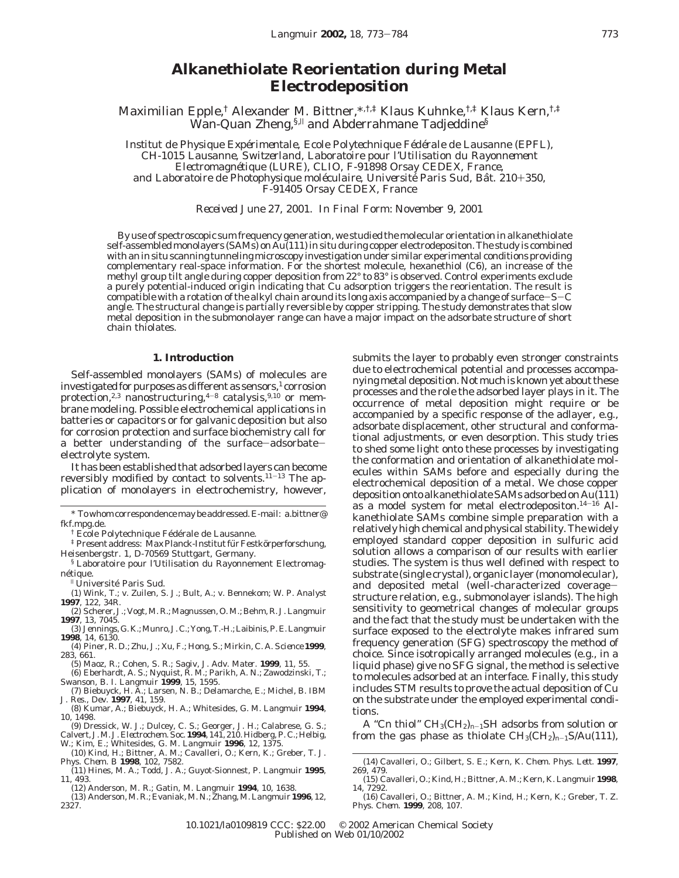# Alkanethiolate Reorientation during Metal Electrodeposition

Maximilian Epple,[†] Alexander M. Bittner,[*,†,‡] Klaus Kuhnke,[†,‡] Klaus Kern,[†,‡] Wan-Quan Zheng,[§,∥] and Abderrahmane Tadjeddine[§]

*Institut de Physique Expérimentale, Ecole Polytechnique Fédérale de Lausanne (EPFL), CH-1015 Lausanne, Switzerland, Laboratoire pour l'Utilisation du Rayonnement Electromagnétique (LURE), CLIO, F-91898 Orsay CEDEX, France, and Laboratoire de Photophysique moléculaire, Université Paris Sud, Bât. 210+350, F-91405 Orsay CEDEX, France*

*Received June 27, 2001. In Final Form: November 9, 2001*

By use of spectroscopic sum frequency generation, we studied the molecular orientation in alkanethiolate self-assembled monolayers (SAMs) on Au(111) in situ during copper electrodepositon. The study is combined with an in situ scanning tunneling microscopy investigation under similar experimental conditions providing complementary real-space information. For the shortest molecule, hexanethiol (C6), an increase of the methyl group tilt angle during copper deposition from 22° to 83° is observed. Control experiments exclude a purely potential-induced origin indicating that Cu adsorption triggers the reorientation. The result is compatible with a rotation of the alkyl chain around its long axis accompanied by a change of surface−S−C angle. The structural change is partially reversible by copper stripping. The study demonstrates that slow metal deposition in the submonolayer range can have a major impact on the adsorbate structure of short chain thiolates.

## 1. Introduction

Self-assembled monolayers (SAMs) of molecules are investigated for purposes as different as sensors,[1] corrosion protection,[2,3] nanostructuring,[4−8] catalysis,[9,10] or membrane modeling. Possible electrochemical applications in batteries or capacitors or for galvanic deposition but also for corrosion protection and surface biochemistry call for a better understanding of the surface−adsorbate−electrolyte system.

It has been established that adsorbed layers can become reversibly modified by contact to solvents.[11−13] The application of monolayers in electrochemistry, however, submits the layer to probably even stronger constraints due to electrochemical potential and processes accompanying metal deposition. Not much is known yet about these processes and the role the adsorbed layer plays in it. The occurrence of metal deposition might require or be accompanied by a specific response of the adlayer, e.g., adsorbate displacement, other structural and conformational adjustments, or even desorption. This study tries to shed some light onto these processes by investigating the conformation and orientation of alkanethiolate molecules within SAMs before and especially during the electrochemical deposition of a metal. We chose copper deposition onto alkanethiolate SAMs adsorbed on Au(111) as a model system for metal electrodepositon.[14−16] Alkanethiolate SAMs combine simple preparation with a relatively high chemical and physical stability. The widely employed standard copper deposition in sulfuric acid solution allows a comparison of our results with earlier studies. The system is thus well defined with respect to substrate (single crystal), organic layer (monomolecular), and deposited metal (well-characterized coverage−structure relation, e.g., submonolayer islands). The high sensitivity to geometrical changes of molecular groups and the fact that the study must be undertaken with the surface exposed to the electrolyte makes infrared sum frequency generation (SFG) spectroscopy the method of choice. Since isotropically arranged molecules (e.g., in a liquid phase) give no SFG signal, the method is selective to molecules adsorbed at an interface. Finally, this study includes STM results to prove the actual deposition of Cu on the substrate under the employed experimental conditions.

A "Cn thiol" $CH_3(CH_2)_{n-1}SH$ adsorbs from solution or from the gas phase as thiolate $CH_3(CH_2)_{n-1}S/Au(111)$,

---

\* To whom correspondence may be addressed. E-mail: a.bittner@fkf.mpg.de.

[†] Ecole Polytechnique Fédérale de Lausanne.

[‡] Present address: Max Planck-Institut für Festkörperforschung, Heisenbergstr. 1, D-70569 Stuttgart, Germany.

[§] Laboratoire pour l'Utilisation du Rayonnement Electromagnétique.

[∥] Université Paris Sud.

(1) Wink, T.; v. Zuilen, S. J.; Bult, A.; v. Bennekom; W. P. Analyst **1997**, 122, 34R.

(2) Scherer, J.; Vogt, M. R.; Magnussen, O. M.; Behm, R. J. Langmuir **1997**, 13, 7045.

(3) Jennings, G. K.; Munro, J. C.; Yong, T.-H.; Laibinis, P. E. Langmuir **1998**, 14, 6130.

(4) Piner, R. D.; Zhu, J.; Xu, F.; Hong, S.; Mirkin, C. A. Science **1999**, 283, 661.

(5) Maoz, R.; Cohen, S. R.; Sagiv, J. Adv. Mater. **1999**, 11, 55.

(6) Eberhardt, A. S.; Nyquist, R. M.; Parikh, A. N.; Zawodzinski, T.; Swanson, B. I. Langmuir **1999**, 15, 1595.

(7) Biebuyck, H. A.; Larsen, N. B.; Delamarche, E.; Michel, B. IBM J. Res., Dev. **1997**, 41, 159.

(8) Kumar, A.; Biebuyck, H. A.; Whitesides, G. M. Langmuir **1994**, 10, 1498.

(9) Dressick, W. J.; Dulcey, C. S.; Georger, J. H.; Calabrese, G. S.; Calvert, J. M. J. Electrochem. Soc. **1994**, 141, 210. Hidberg, P. C.; Helbig, W.; Kim, E.; Whitesides, G. M. Langmuir **1996**, 12, 1375.

(10) Kind, H.; Bittner, A. M.; Cavalleri, O.; Kern, K.; Greber, T. J. Phys. Chem. B **1998**, 102, 7582.

(11) Hines, M. A.; Todd, J. A.; Guyot-Sionnest, P. Langmuir **1995**, 11, 493.

(12) Anderson, M. R.; Gatin, M. Langmuir **1994**, 10, 1638.

(13) Anderson, M. R.; Evaniak, M. N.; Zhang, M. Langmuir **1996**, 12, 2327.

(14) Cavalleri, O.; Gilbert, S. E.; Kern, K. Chem. Phys. Lett. **1997**, 269, 479.

(15) Cavalleri, O.; Kind, H.; Bittner, A. M.; Kern, K. Langmuir **1998**, 14, 7292.

(16) Cavalleri, O.; Bittner, A. M.; Kind, H.; Kern, K.; Greber, T. Z. Phys. Chem. **1999**, 208, 107.

10.1021/la0109819 CCC: $22.00 © 2002 American Chemical Society
Published on Web 01/10/2002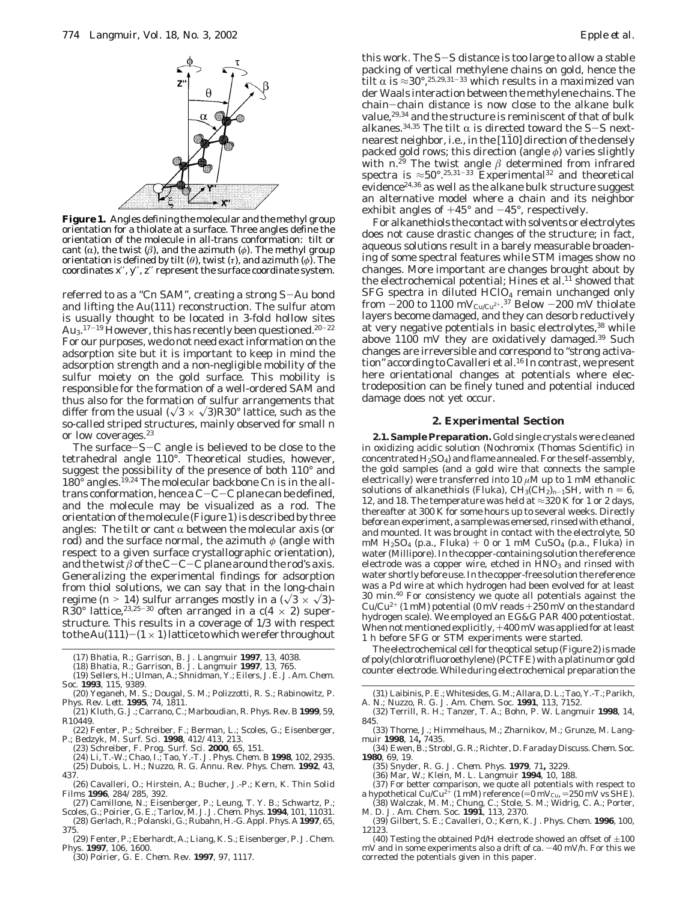**Figure 1.** Angles defining the molecular and the methyl group orientation for a thiolate at a surface. Three angles define the orientation of the molecule in all-trans conformation: tilt or cant ($\alpha$), the twist ($\beta$), and the azimuth ($\phi$). The methyl group orientation is defined by tilt ($\theta$), twist ($\tau$), and azimuth ($\phi$). The coordinates $x''$, $y''$, $z''$ represent the surface coordinate system.

referred to as a "Cn SAM", creating a strong S−Au bond and lifting the Au(111) reconstruction. The sulfur atom is usually thought to be located in 3-fold hollow sites $Au_3$.[17−19] However, this has recently been questioned.[20−22] For our purposes, we do not need exact information on the adsorption site but it is important to keep in mind the adsorption strength and a non-negligible mobility of the sulfur moiety on the gold surface. This mobility is responsible for the formation of a well-ordered SAM and thus also for the formation of sulfur arrangements that differ from the usual $(\sqrt{3} \times \sqrt{3})R30°$ lattice, such as the so-called striped structures, mainly observed for small n or low coverages.[23]

The surface−S−C angle is believed to be close to the tetrahedral angle 110°. Theoretical studies, however, suggest the possibility of the presence of both 110° and 180° angles.[19,24] The molecular backbone Cn is in the all-trans conformation, hence a C−C−C plane can be defined, and the molecule may be visualized as a rod. The orientation of the molecule (Figure 1) is described by three angles: The tilt or cant $\alpha$ between the molecular axis (or rod) and the surface normal, the azimuth $\phi$ (angle with respect to a given surface crystallographic orientation), and the twist $\beta$ of the C−C−C plane around the rod's axis. Generalizing the experimental findings for adsorption from thiol solutions, we can say that in the long-chain regime ($n > 14$) sulfur arranges mostly in a $(\sqrt{3} \times \sqrt{3})$-R30° lattice,[23,25−30] often arranged in a c(4 × 2) superstructure. This results in a coverage of 1/3 with respect to the Au(111)−(1 × 1) lattice to which we refer throughout this work. The S−S distance is too large to allow a stable packing of vertical methylene chains on gold, hence the tilt $\alpha$ is ≈30°,[25,29,31−33] which results in a maximized van der Waals interaction between the methylene chains. The chain−chain distance is now close to the alkane bulk value,[29,34] and the structure is reminiscent of that of bulk alkanes.[34,35] The tilt $\alpha$ is directed toward the S−S next-nearest neighbor, i.e., in the $[1\bar{1}0]$ direction of the densely packed gold rows; this direction (angle $\phi$) varies slightly with n.[29] The twist angle $\beta$ determined from infrared spectra is ≈50°.[25,31−33] Experimental[32] and theoretical evidence[24,36] as well as the alkane bulk structure suggest an alternative model where a chain and its neighbor exhibit angles of +45° and −45°, respectively.

For alkanethiols the contact with solvents or electrolytes does not cause drastic changes of the structure; in fact, aqueous solutions result in a barely measurable broadening of some spectral features while STM images show no changes. More important are changes brought about by the electrochemical potential; Hines et al.[11] showed that SFG spectra in diluted $HClO_4$ remain unchanged only from −200 to 1100 $mV_{Cu/Cu^{2+}}$.[37] Below −200 mV thiolate layers become damaged, and they can desorb reductively at very negative potentials in basic electrolytes,[38] while above 1100 mV they are oxidatively damaged.[39] Such changes are irreversible and correspond to "strong activation" according to Cavalleri et al.[16] In contrast, we present here orientational changes at potentials where electrodeposition can be finely tuned and potential induced damage does not yet occur.

## 2. Experimental Section

**2.1. Sample Preparation.** Gold single crystals were cleaned in oxidizing acidic solution (Nochromix (Thomas Scientific) in concentrated $H_2SO_4$) and flame annealed. For the self-assembly, the gold samples (and a gold wire that connects the sample electrically) were transferred into 10 $\mu$M up to 1 mM ethanolic solutions of alkanethiols (Fluka), $CH_3(CH_2)_{n-1}SH$, with n = 6, 12, and 18. The temperature was held at ≈320 K for 1 or 2 days, thereafter at 300 K for some hours up to several weeks. Directly before an experiment, a sample was emersed, rinsed with ethanol, and mounted. It was brought in contact with the electrolyte, 50 mM $H_2SO_4$ (p.a., Fluka) + 0 or 1 mM $CuSO_4$ (p.a., Fluka) in water (Millipore). In the copper-containing solution the reference electrode was a copper wire, etched in $HNO_3$ and rinsed with water shortly before use. In the copper-free solution the reference was a Pd wire at which hydrogen had been evolved for at least 30 min.[40] For consistency we quote all potentials against the $Cu/Cu^{2+}$ (1 mM) potential (0 mV reads +250 mV on the standard hydrogen scale). We employed an EG&G PAR 400 potentiostat. When not mentioned explicitly, +400 mV was applied for at least 1 h before SFG or STM experiments were started.

The electrochemical cell for the optical setup (Figure 2) is made of poly(chlorotrifluoroethylene) (PCTFE) with a platinum or gold counter electrode. While during electrochemical preparation the

(17) Bhatia, R.; Garrison, B. J. *Langmuir* **1997**, 13, 4038.
(18) Bhatia, R.; Garrison, B. J. *Langmuir* **1997**, 13, 765.
(19) Sellers, H.; Ulman, A.; Shnidman, Y.; Eilers, J. E. *J. Am. Chem. Soc.* **1993**, 115, 9389.
(20) Yeganeh, M. S.; Dougal, S. M.; Polizzotti, R. S.; Rabinowitz, P. *Phys. Rev. Lett.* **1995**, 74, 1811.
(21) Kluth, G. J.; Carrano, C.; Marboudian, R. *Phys. Rev. B* **1999**, 59, R10449.
(22) Fenter, P.; Schreiber, F.; Berman, L.; Scoles, G.; Eisenberger, P.; Bedzyk, M. *Surf. Sci.* **1998**, 412/413, 213.
(23) Schreiber, F. *Prog. Surf. Sci.* **2000**, 65, 151.
(24) Li, T.-W.; Chao, I.; Tao, Y.-T. *J. Phys. Chem. B* **1998**, 102, 2935.
(25) Dubois, L. H.; Nuzzo, R. G. *Annu. Rev. Phys. Chem.* **1992**, 43, 437.
(26) Cavalleri, O.; Hirstein, A.; Bucher, J.-P.; Kern, K. *Thin Solid Films* **1996**, 284/285, 392.
(27) Camillone, N.; Eisenberger, P.; Leung, T. Y. B.; Schwartz, P.; Scoles, G.; Poirier, G. E.; Tarlov, M. J. *J. Chem. Phys.* **1994**, 101, 11031.
(28) Gerlach, R.; Polanski, G.; Rubahn, H.-G. *Appl. Phys. A* **1997**, 65, 375.
(29) Fenter, P.; Eberhardt, A.; Liang, K. S.; Eisenberger, P. *J. Chem. Phys.* **1997**, 106, 1600.
(30) Poirier, G. E. *Chem. Rev.* **1997**, 97, 1117.
(31) Laibinis, P. E.; Whitesides, G. M.; Allara, D. L.; Tao, Y.-T.; Parikh, A. N.; Nuzzo, R. G. *J. Am. Chem. Soc.* **1991**, 113, 7152.
(32) Terrill, R. H.; Tanzer, T. A.; Bohn, P. W. *Langmuir* **1998**, 14, 845.
(33) Thome, J.; Himmelhaus, M.; Zharnikov, M.; Grunze, M. *Langmuir* **1998**, 14**,** 7435.
(34) Ewen, B.; Strobl, G. R.; Richter, D. *Faraday Discuss. Chem. Soc.* **1980**, 69, 19.
(35) Snyder, R. G. *J. Chem. Phys.* **1979**, 71**,** 3229.
(36) Mar, W.; Klein, M. L. *Langmuir* **1994**, 10, 188.
(37) For better comparison, we quote all potentials with respect to a hypothetical $Cu/Cu^{2+}$ (1 mM) reference (=0 $mV_{Cu}$, =250 mV vs SHE).
(38) Walczak, M. M.; Chung, C.; Stole, S. M.; Widrig, C. A.; Porter, M. D. *J. Am. Chem. Soc.* **1991**, 113, 2370.
(39) Gilbert, S. E.; Cavalleri, O.; Kern, K. *J. Phys. Chem.* **1996**, 100, 12123.
(40) Testing the obtained Pd/H electrode showed an offset of ±100 mV and in some experiments also a drift of ca. −40 mV/h. For this we corrected the potentials given in this paper.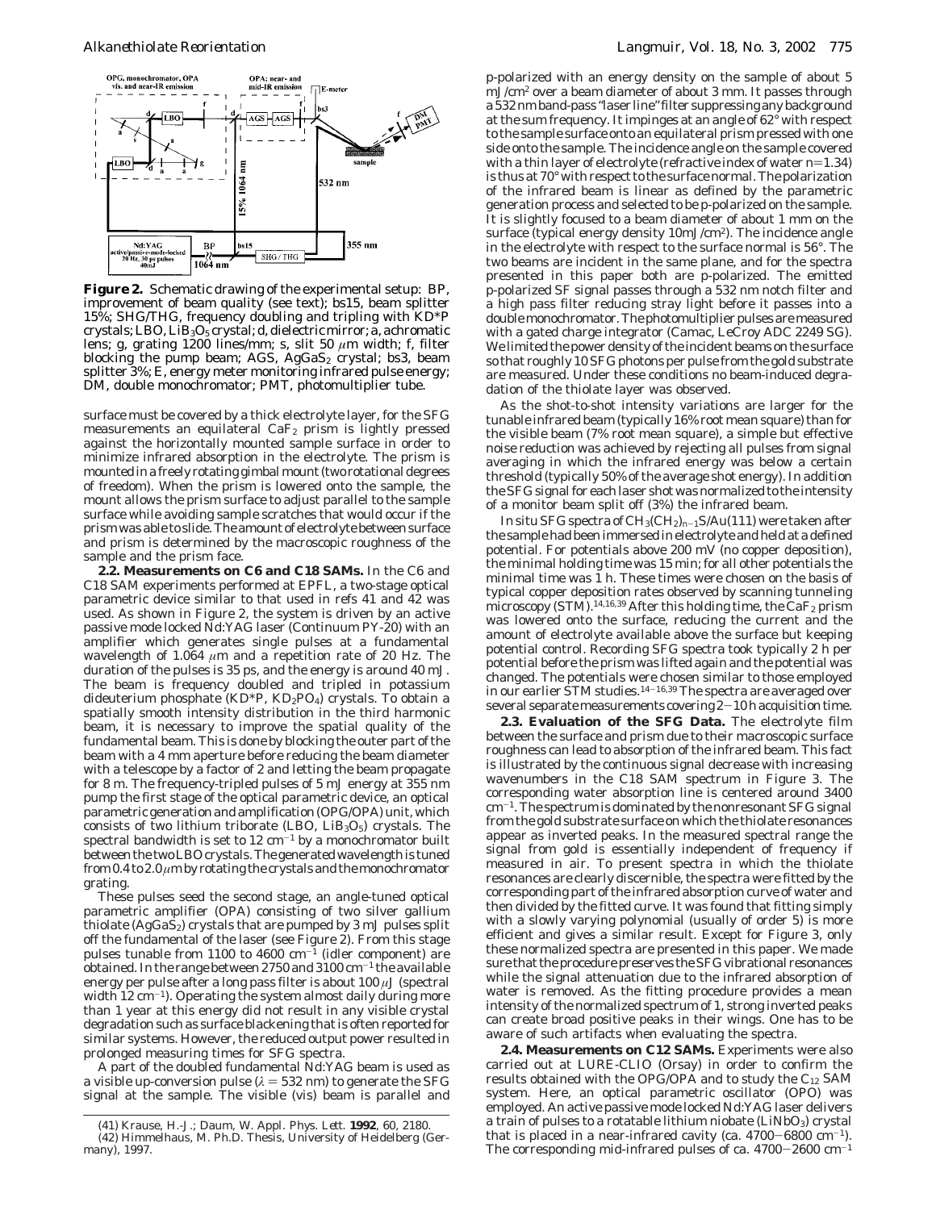**Figure 2.** Schematic drawing of the experimental setup: BP, improvement of beam quality (see text); bs15, beam splitter 15%; SHG/THG, frequency doubling and tripling with KD*P crystals; LBO, $LiB_3O_5$ crystal; d, dielectric mirror; a, achromatic lens; g, grating 1200 lines/mm; s, slit 50 $\mu$m width; f, filter blocking the pump beam; AGS, $AgGaS_2$ crystal; bs3, beam splitter 3%; E, energy meter monitoring infrared pulse energy; DM, double monochromator; PMT, photomultiplier tube.

surface must be covered by a thick electrolyte layer, for the SFG measurements an equilateral $CaF_2$ prism is lightly pressed against the horizontally mounted sample surface in order to minimize infrared absorption in the electrolyte. The prism is mounted in a freely rotating gimbal mount (two rotational degrees of freedom). When the prism is lowered onto the sample, the mount allows the prism surface to adjust parallel to the sample surface while avoiding sample scratches that would occur if the prism was able to slide. The amount of electrolyte between surface and prism is determined by the macroscopic roughness of the sample and the prism face.

**2.2. Measurements on C6 and C18 SAMs.** In the C6 and C18 SAM experiments performed at EPFL, a two-stage optical parametric device similar to that used in refs 41 and 42 was used. As shown in Figure 2, the system is driven by an active passive mode locked Nd:YAG laser (Continuum PY-20) with an amplifier which generates single pulses at a fundamental wavelength of 1.064 $\mu$m and a repetition rate of 20 Hz. The duration of the pulses is 35 ps, and the energy is around 40 mJ. The beam is frequency doubled and tripled in potassium dideuterium phosphate (KD*P, $KD_2PO_4$) crystals. To obtain a spatially smooth intensity distribution in the third harmonic beam, it is necessary to improve the spatial quality of the fundamental beam. This is done by blocking the outer part of the beam with a 4 mm aperture before reducing the beam diameter with a telescope by a factor of 2 and letting the beam propagate for 8 m. The frequency-tripled pulses of 5 mJ energy at 355 nm pump the first stage of the optical parametric device, an optical parametric generation and amplification (OPG/OPA) unit, which consists of two lithium triborate (LBO, $LiB_3O_5$) crystals. The spectral bandwidth is set to 12 $cm^{-1}$ by a monochromator built between the two LBO crystals. The generated wavelength is tuned from 0.4 to 2.0 $\mu$m by rotating the crystals and the monochromator grating.

These pulses seed the second stage, an angle-tuned optical parametric amplifier (OPA) consisting of two silver gallium thiolate ($AgGaS_2$) crystals that are pumped by 3 mJ pulses split off the fundamental of the laser (see Figure 2). From this stage pulses tunable from 1100 to 4600 $cm^{-1}$ (idler component) are obtained. In the range between 2750 and 3100 $cm^{-1}$ the available energy per pulse after a long pass filter is about 100 $\mu$J (spectral width 12 $cm^{-1}$). Operating the system almost daily during more than 1 year at this energy did not result in any visible crystal degradation such as surface blackening that is often reported for similar systems. However, the reduced output power resulted in prolonged measuring times for SFG spectra.

A part of the doubled fundamental Nd:YAG beam is used as a visible up-conversion pulse ($\lambda$ = 532 nm) to generate the SFG signal at the sample. The visible (vis) beam is parallel and p-polarized with an energy density on the sample of about 5 mJ/$cm^2$ over a beam diameter of about 3 mm. It passes through a 532 nm band-pass "laser line" filter suppressing any background at the sum frequency. It impinges at an angle of 62° with respect to the sample surface onto an equilateral prism pressed with one side onto the sample. The incidence angle on the sample covered with a thin layer of electrolyte (refractive index of water $n = 1.34$) is thus at 70° with respect to the surface normal. The polarization of the infrared beam is linear as defined by the parametric generation process and selected to be p-polarized on the sample. It is slightly focused to a beam diameter of about 1 mm on the surface (typical energy density 10mJ/$cm^2$). The incidence angle in the electrolyte with respect to the surface normal is 56°. The two beams are incident in the same plane, and for the spectra presented in this paper both are p-polarized. The emitted p-polarized SF signal passes through a 532 nm notch filter and a high pass filter reducing stray light before it passes into a double monochromator. The photomultiplier pulses are measured with a gated charge integrator (Camac, LeCroy ADC 2249 SG). We limited the power density of the incident beams on the surface so that roughly 10 SFG photons per pulse from the gold substrate are measured. Under these conditions no beam-induced degradation of the thiolate layer was observed.

As the shot-to-shot intensity variations are larger for the tunable infrared beam (typically 16% root mean square) than for the visible beam (7% root mean square), a simple but effective noise reduction was achieved by rejecting all pulses from signal averaging in which the infrared energy was below a certain threshold (typically 50% of the average shot energy). In addition the SFG signal for each laser shot was normalized to the intensity of a monitor beam split off (3%) the infrared beam.

In situ SFG spectra of $CH_3(CH_2)_{n-1}S/Au(111)$ were taken after the sample had been immersed in electrolyte and held at a defined potential. For potentials above 200 mV (no copper deposition), the minimal holding time was 15 min; for all other potentials the minimal time was 1 h. These times were chosen on the basis of typical copper deposition rates observed by scanning tunneling microscopy (STM).[14,16,39] After this holding time, the $CaF_2$ prism was lowered onto the surface, reducing the current and the amount of electrolyte available above the surface but keeping potential control. Recording SFG spectra took typically 2 h per potential before the prism was lifted again and the potential was changed. The potentials were chosen similar to those employed in our earlier STM studies.[14-16,39] The spectra are averaged over several separate measurements covering 2−10 h acquisition time.

**2.3. Evaluation of the SFG Data.** The electrolyte film between the surface and prism due to their macroscopic surface roughness can lead to absorption of the infrared beam. This fact is illustrated by the continuous signal decrease with increasing wavenumbers in the C18 SAM spectrum in Figure 3. The corresponding water absorption line is centered around 3400 $cm^{-1}$. The spectrum is dominated by the nonresonant SFG signal from the gold substrate surface on which the thiolate resonances appear as inverted peaks. In the measured spectral range the signal from gold is essentially independent of frequency if measured in air. To present spectra in which the thiolate resonances are clearly discernible, the spectra were fitted by the corresponding part of the infrared absorption curve of water and then divided by the fitted curve. It was found that fitting simply with a slowly varying polynomial (usually of order 5) is more efficient and gives a similar result. Except for Figure 3, only these normalized spectra are presented in this paper. We made sure that the procedure preserves the SFG vibrational resonances while the signal attenuation due to the infrared absorption of water is removed. As the fitting procedure provides a mean intensity of the normalized spectrum of 1, strong inverted peaks can create broad positive peaks in their wings. One has to be aware of such artifacts when evaluating the spectra.

**2.4. Measurements on C12 SAMs.** Experiments were also carried out at LURE-CLIO (Orsay) in order to confirm the results obtained with the OPG/OPA and to study the $C_{12}$ SAM system. Here, an optical parametric oscillator (OPO) was employed. An active passive mode locked Nd:YAG laser delivers a train of pulses to a rotatable lithium niobate ($LiNbO_3$) crystal that is placed in a near-infrared cavity (ca. 4700−6800 $cm^{-1}$). The corresponding mid-infrared pulses of ca. 4700−2600 $cm^{-1}$

(41) Krause, H.-J.; Daum, W. *Appl. Phys. Lett.* **1992**, *60*, 2180.
(42) Himmelhaus, M. Ph.D. Thesis, University of Heidelberg (Germany), 1997.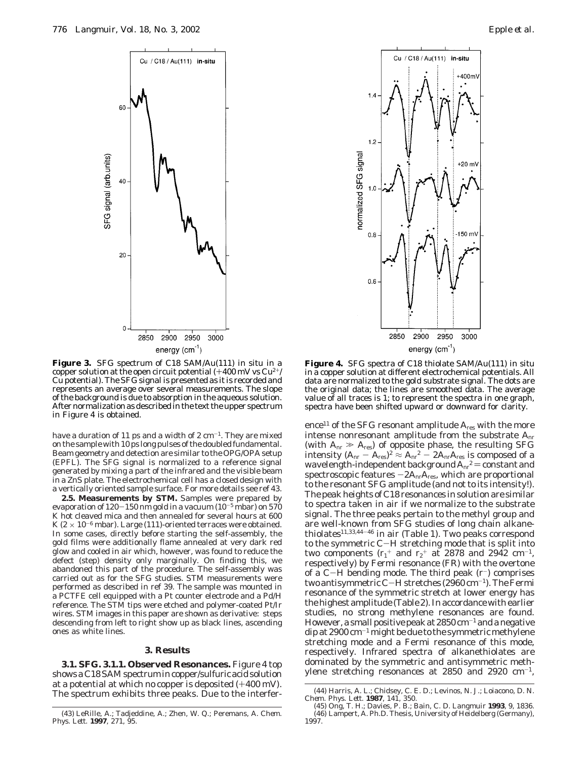**Figure 3.** SFG spectrum of C18 SAM/Au(111) in situ in a copper solution at the open circuit potential (+400 mV vs $Cu^{2+}$/Cu potential). The SFG signal is presented as it is recorded and represents an average over several measurements. The slope of the background is due to absorption in the aqueous solution. After normalization as described in the text the upper spectrum in Figure 4 is obtained.

**Figure 4.** SFG spectra of C18 thiolate SAM/Au(111) in situ in a copper solution at different electrochemical potentials. All data are normalized to the gold substrate signal. The dots are the original data; the lines are smoothed data. The average value of all traces is 1; to represent the spectra in one graph, spectra have been shifted upward or downward for clarity.

have a duration of 11 ps and a width of 2 $cm^{-1}$. They are mixed on the sample with 10 ps long pulses of the doubled fundamental. Beam geometry and detection are similar to the OPG/OPA setup (EPFL). The SFG signal is normalized to a reference signal generated by mixing a part of the infrared and the visible beam in a ZnS plate. The electrochemical cell has a closed design with a vertically oriented sample surface. For more details see ref 43.

**2.5. Measurements by STM.** Samples were prepared by evaporation of 120–150 nm gold in a vacuum ($10^{-5}$ mbar) on 570 K hot cleaved mica and then annealed for several hours at 600 K ($2 \times 10^{-6}$ mbar). Large (111)-oriented terraces were obtained. In some cases, directly before starting the self-assembly, the gold films were additionally flame annealed at very dark red glow and cooled in air which, however, was found to reduce the defect (step) density only marginally. On finding this, we abandoned this part of the procedure. The self-assembly was carried out as for the SFG studies. STM measurements were performed as described in ref 39. The sample was mounted in a PCTFE cell equipped with a Pt counter electrode and a Pd/H reference. The STM tips were etched and polymer-coated Pt/Ir wires. STM images in this paper are shown as derivative: steps descending from left to right show up as black lines, ascending ones as white lines.

## 3. Results

**3.1. SFG. 3.1.1. Observed Resonances.** Figure 4 top shows a C18 SAM spectrum in copper/sulfuric acid solution at a potential at which no copper is deposited (+400 mV). The spectrum exhibits three peaks. Due to the interference[11] of the SFG resonant amplitude $A_{res}$ with the more intense nonresonant amplitude from the substrate $A_{nr}$ (with $A_{nr} \gg A_{res}$) of opposite phase, the resulting SFG intensity $(A_{nr} - A_{res})^2 \approx A_{nr}^2 - 2A_{nr}A_{res}$ is composed of a wavelength-independent background $A_{nr}^2$ = constant and spectroscopic features $-2A_{nr}A_{res}$, which are proportional to the resonant SFG amplitude (and not to its intensity!). The peak heights of C18 resonances in solution are similar to spectra taken in air if we normalize to the substrate signal. The three peaks pertain to the methyl group and are well-known from SFG studies of long chain alkanethiolates[11,33,44–46] in air (Table 1). Two peaks correspond to the symmetric C–H stretching mode that is split into two components ($r_1^+$ and $r_2^+$ at 2878 and 2942 $cm^{-1}$, respectively) by Fermi resonance (FR) with the overtone of a C–H bending mode. The third peak ($r^-$) comprises two antisymmetric C–H stretches (2960 $cm^{-1}$). The Fermi resonance of the symmetric stretch at lower energy has the highest amplitude (Table 2). In accordance with earlier studies, no strong methylene resonances are found. However, a small positive peak at 2850 $cm^{-1}$ and a negative dip at 2900 $cm^{-1}$ might be due to the symmetric methylene stretching mode and a Fermi resonance of this mode, respectively. Infrared spectra of alkanethiolates are dominated by the symmetric and antisymmetric methylene stretching resonances at 2850 and 2920 $cm^{-1}$,

(43) LeRille, A.; Tadjeddine, A.; Zhen, W. Q.; Peremans, A. *Chem. Phys. Lett.* **1997**, *271*, 95.

(44) Harris, A. L.; Chidsey, C. E. D.; Levinos, N. J.; Loiacono, D. N. *Chem. Phys. Lett.* **1987**, *141*, 350.

(45) Ong, T. H.; Davies, P. B.; Bain, C. D. *Langmuir* **1993**, *9*, 1836.

(46) Lampert, A. Ph.D. Thesis, University of Heidelberg (Germany), 1997.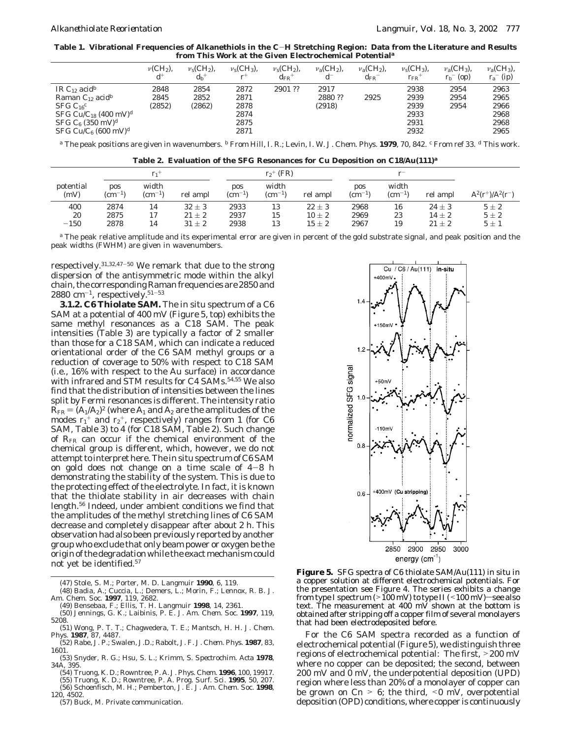**Table 1. Vibrational Frequencies of Alkanethiols in the C−H Stretching Region: Data from the Literature and Results from This Work at the Given Electrochemical Potential[a]**

| | $\nu(CH_2)$, $d^+$ | $\nu_s(CH_2)$, $d_b^+$ | $\nu_s(CH_3)$, $r^+$ | $\nu_s(CH_2)$, $d_{FR}^+$ | $\nu_a(CH_2)$, $d^-$ | $\nu_a(CH_2)$, $d_{FR}^-$ | $\nu_s(CH_3)$, $r_{FR}^+$ | $\nu_a(CH_3)$, $r_b^-$ (op) | $\nu_a(CH_3)$, $r_a^-$ (ip) |
|---|---|---|---|---|---|---|---|---|---|
| IR $C_{12}$ acid[b] | 2848 | 2854 | 2872 | 2901 ?? | 2917 | | 2938 | 2954 | 2963 |
| Raman $C_{12}$ acid[b] | 2845 | 2852 | 2871 | | 2880 ?? | 2925 | 2939 | 2954 | 2965 |
| SFG $C_{16}$[c] | (2852) | (2862) | 2878 | | (2918) | | 2939 | 2954 | 2966 |
| SFG Cu/$C_{18}$ (400 mV)[d] | | | 2874 | | | | 2933 | | 2968 |
| SFG $C_6$ (350 mV)[d] | | | 2875 | | | | 2931 | | 2968 |
| SFG Cu/$C_6$ (600 mV)[d] | | | 2871 | | | | 2932 | | 2965 |

[a] The peak positions are given in wavenumbers. [b] From Hill, I. R.; Levin, I. W. *J. Chem. Phys.* **1979**, 70, 842. [c] From ref 33. [d] This work.

**Table 2. Evaluation of the SFG Resonances for Cu Deposition on C18/Au(111)[a]**

| potential (mV) | $r_1^+$ pos (cm$^{-1}$) | $r_1^+$ width (cm$^{-1}$) | $r_1^+$ rel ampl | $r_2^+$ (FR) pos (cm$^{-1}$) | $r_2^+$ (FR) width (cm$^{-1}$) | $r_2^+$ (FR) rel ampl | $r^-$ pos (cm$^{-1}$) | $r^-$ width (cm$^{-1}$) | $r^-$ rel ampl | $A^2(r^+)/A^2(r^-)$ |
|---|---|---|---|---|---|---|---|---|---|---|
| 400 | 2874 | 14 | $32 \pm 3$ | 2933 | 13 | $22 \pm 3$ | 2968 | 16 | $24 \pm 3$ | $5 \pm 2$ |
| 20 | 2875 | 17 | $21 \pm 2$ | 2937 | 15 | $10 \pm 2$ | 2969 | 23 | $14 \pm 2$ | $5 \pm 2$ |
| −150 | 2878 | 14 | $31 \pm 2$ | 2938 | 13 | $15 \pm 2$ | 2967 | 19 | $21 \pm 2$ | $5 \pm 1$ |

[a] The peak relative amplitude and its experimental error are given in percent of the gold substrate signal, and peak position and the peak widths (FWHM) are given in wavenumbers.

respectively.[31,32,47−50] We remark that due to the strong dispersion of the antisymmetric mode within the alkyl chain, the corresponding Raman frequencies are 2850 and 2880 cm$^{-1}$, respectively.[51−53]

**3.1.2. C6 Thiolate SAM.** The in situ spectrum of a C6 SAM at a potential of 400 mV (Figure 5, top) exhibits the same methyl resonances as a C18 SAM. The peak intensities (Table 3) are typically a factor of 2 smaller than those for a C18 SAM, which can indicate a reduced orientational order of the C6 SAM methyl groups or a reduction of coverage to 50% with respect to C18 SAM (i.e., 16% with respect to the Au surface) in accordance with infrared and STM results for C4 SAMs.[54,55] We also find that the distribution of intensities between the lines split by Fermi resonances is different. The intensity ratio $R_{FR} = (A_1/A_2)^2$ (where $A_1$ and $A_2$ are the amplitudes of the modes $r_1^+$ and $r_2^+$, respectively) ranges from 1 (for C6 SAM, Table 3) to 4 (for C18 SAM, Table 2). Such change of $R_{FR}$ can occur if the chemical environment of the chemical group is different, which, however, we do not attempt to interpret here. The in situ spectrum of C6 SAM on gold does not change on a time scale of 4−8 h demonstrating the stability of the system. This is due to the protecting effect of the electrolyte. In fact, it is known that the thiolate stability in air decreases with chain length.[56] Indeed, under ambient conditions we find that the amplitudes of the methyl stretching lines of C6 SAM decrease and completely disappear after about 2 h. This observation had also been previously reported by another group who exclude that only beam power or oxygen be the origin of the degradation while the exact mechanism could not yet be identified.[57]

**Figure 5.** SFG spectra of C6 thiolate SAM/Au(111) in situ in a copper solution at different electrochemical potentials. For the presentation see Figure 4. The series exhibits a change from type I spectrum (>100 mV) to type II (<100 mV)—see also text. The measurement at 400 mV shown at the bottom is obtained after stripping off a copper film of several monolayers that had been electrodeposited before.

For the C6 SAM spectra recorded as a function of electrochemical potential (Figure 5), we distinguish three regions of electrochemical potential: The first, >200 mV where no copper can be deposited; the second, between 200 mV and 0 mV, the underpotential deposition (UPD) region where less than 20% of a monolayer of copper can be grown on Cn > 6; the third, <0 mV, overpotential deposition (OPD) conditions, where copper is continuously

(47) Stole, S. M.; Porter, M. D. *Langmuir* **1990**, 6, 119.
(48) Badia, A.; Cuccia, L.; Demers, L.; Morin, F.; Lennox, R. B. *J. Am. Chem. Soc.* **1997**, 119, 2682.
(49) Bensebaa, F.; Ellis, T. H. *Langmuir* **1998**, 14, 2361.
(50) Jennings, G. K.; Laibinis, P. E. *J. Am. Chem. Soc.* **1997**, 119, 5208.
(51) Wong, P. T. T.; Chagwedera, T. E.; Mantsch, H. H. *J. Chem. Phys.* **1987**, 87, 4487.
(52) Rabe, J. P.; Swalen, J.D.; Rabolt, J. F. *J. Chem. Phys.* **1987**, 83, 1601.
(53) Snyder, R. G.; Hsu, S. L.; Krimm, S. *Spectrochim. Acta* **1978**, 34A, 395.
(54) Truong, K. D.; Rowntree, P. A. *J. Phys. Chem.* **1996**, 100, 19917.
(55) Truong, K. D.; Rowntree, P. A. *Prog. Surf. Sci.* **1995**, 50, 207.
(56) Schoenfisch, M. H.; Pemberton, J. E. *J. Am. Chem. Soc.* **1998**, 120, 4502.
(57) Buck, M. Private communication.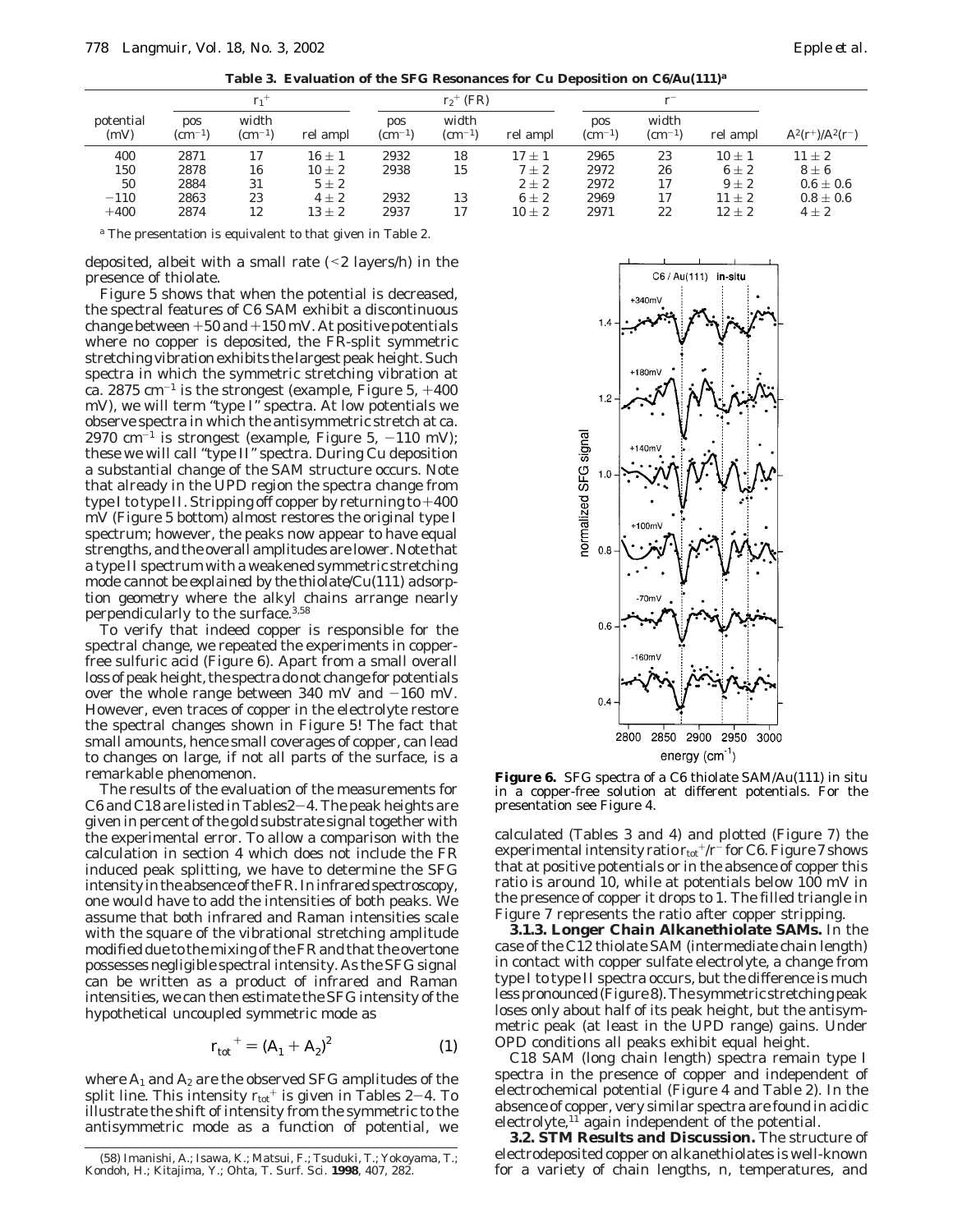**Table 3. Evaluation of the SFG Resonances for Cu Deposition on C6/Au(111)[a]**

| potential (mV) | $r_1^+$ pos (cm$^{-1}$) | $r_1^+$ width (cm$^{-1}$) | $r_1^+$ rel ampl | $r_2^+$ (FR) pos (cm$^{-1}$) | $r_2^+$ (FR) width (cm$^{-1}$) | $r_2^+$ (FR) rel ampl | $r^-$ pos (cm$^{-1}$) | $r^-$ width (cm$^{-1}$) | $r^-$ rel ampl | $A^2(r^+)/A^2(r^-)$ |
|---|---|---|---|---|---|---|---|---|---|---|
| 400 | 2871 | 17 | 16 ± 1 | 2932 | 18 | 17 ± 1 | 2965 | 23 | 10 ± 1 | 11 ± 2 |
| 150 | 2878 | 16 | 10 ± 2 | 2938 | 15 | 7 ± 2 | 2972 | 26 | 6 ± 2 | 8 ± 6 |
| 50 | 2884 | 31 | 5 ± 2 | | | 2 ± 2 | 2972 | 17 | 9 ± 2 | 0.6 ± 0.6 |
| −110 | 2863 | 23 | 4 ± 2 | 2932 | 13 | 6 ± 2 | 2969 | 17 | 11 ± 2 | 0.8 ± 0.6 |
| +400 | 2874 | 12 | 13 ± 2 | 2937 | 17 | 10 ± 2 | 2971 | 22 | 12 ± 2 | 4 ± 2 |

[a] The presentation is equivalent to that given in Table 2.

deposited, albeit with a small rate (<2 layers/h) in the presence of thiolate.

Figure 5 shows that when the potential is decreased, the spectral features of C6 SAM exhibit a discontinuous change between +50 and +150 mV. At positive potentials where no copper is deposited, the FR-split symmetric stretching vibration exhibits the largest peak height. Such spectra in which the symmetric stretching vibration at ca. 2875 cm$^{-1}$ is the strongest (example, Figure 5, +400 mV), we will term "type I" spectra. At low potentials we observe spectra in which the antisymmetric stretch at ca. 2970 cm$^{-1}$ is strongest (example, Figure 5, −110 mV); these we will call "type II" spectra. During Cu deposition a substantial change of the SAM structure occurs. Note that already in the UPD region the spectra change from type I to type II. Stripping off copper by returning to +400 mV (Figure 5 bottom) almost restores the original type I spectrum; however, the peaks now appear to have equal strengths, and the overall amplitudes are lower. Note that a type II spectrum with a weakened symmetric stretching mode cannot be explained by the thiolate/Cu(111) adsorption geometry where the alkyl chains arrange nearly perpendicularly to the surface.[3,58]

To verify that indeed copper is responsible for the spectral change, we repeated the experiments in copper-free sulfuric acid (Figure 6). Apart from a small overall loss of peak height, the spectra do not change for potentials over the whole range between 340 mV and −160 mV. However, even traces of copper in the electrolyte restore the spectral changes shown in Figure 5! The fact that small amounts, hence small coverages of copper, can lead to changes on large, if not all parts of the surface, is a remarkable phenomenon.

The results of the evaluation of the measurements for C6 and C18 are listed in Tables 2−4. The peak heights are given in percent of the gold substrate signal together with the experimental error. To allow a comparison with the calculation in section 4 which does not include the FR induced peak splitting, we have to determine the SFG intensity in the absence of the FR. In infrared spectroscopy, one would have to add the intensities of both peaks. We assume that both infrared and Raman intensities scale with the square of the vibrational stretching amplitude modified due to the mixing of the FR and that the overtone possesses negligible spectral intensity. As the SFG signal can be written as a product of infrared and Raman intensities, we can then estimate the SFG intensity of the hypothetical uncoupled symmetric mode as

$$r_{tot}^{\ +} = (A_1 + A_2)^2 \qquad (1)$$

where $A_1$ and $A_2$ are the observed SFG amplitudes of the split line. This intensity $r_{tot}^{\ +}$ is given in Tables 2−4. To illustrate the shift of intensity from the symmetric to the antisymmetric mode as a function of potential, we calculated (Tables 3 and 4) and plotted (Figure 7) the experimental intensity ratio $r_{tot}^{\ +}/r^-$ for C6. Figure 7 shows that at positive potentials or in the absence of copper this ratio is around 10, while at potentials below 100 mV in the presence of copper it drops to 1. The filled triangle in Figure 7 represents the ratio after copper stripping.

**Figure 6.** SFG spectra of a C6 thiolate SAM/Au(111) in situ in a copper-free solution at different potentials. For the presentation see Figure 4.

**3.1.3. Longer Chain Alkanethiolate SAMs.** In the case of the C12 thiolate SAM (intermediate chain length) in contact with copper sulfate electrolyte, a change from type I to type II spectra occurs, but the difference is much less pronounced (Figure 8). The symmetric stretching peak loses only about half of its peak height, but the antisymmetric peak (at least in the UPD range) gains. Under OPD conditions all peaks exhibit equal height.

C18 SAM (long chain length) spectra remain type I spectra in the presence of copper and independent of electrochemical potential (Figure 4 and Table 2). In the absence of copper, very similar spectra are found in acidic electrolyte,[11] again independent of the potential.

**3.2. STM Results and Discussion.** The structure of electrodeposited copper on alkanethiolates is well-known for a variety of chain lengths, n, temperatures, and

(58) Imanishi, A.; Isawa, K.; Matsui, F.; Tsuduki, T.; Yokoyama, T.; Kondoh, H.; Kitajima, Y.; Ohta, T. *Surf. Sci.* **1998**, 407, 282.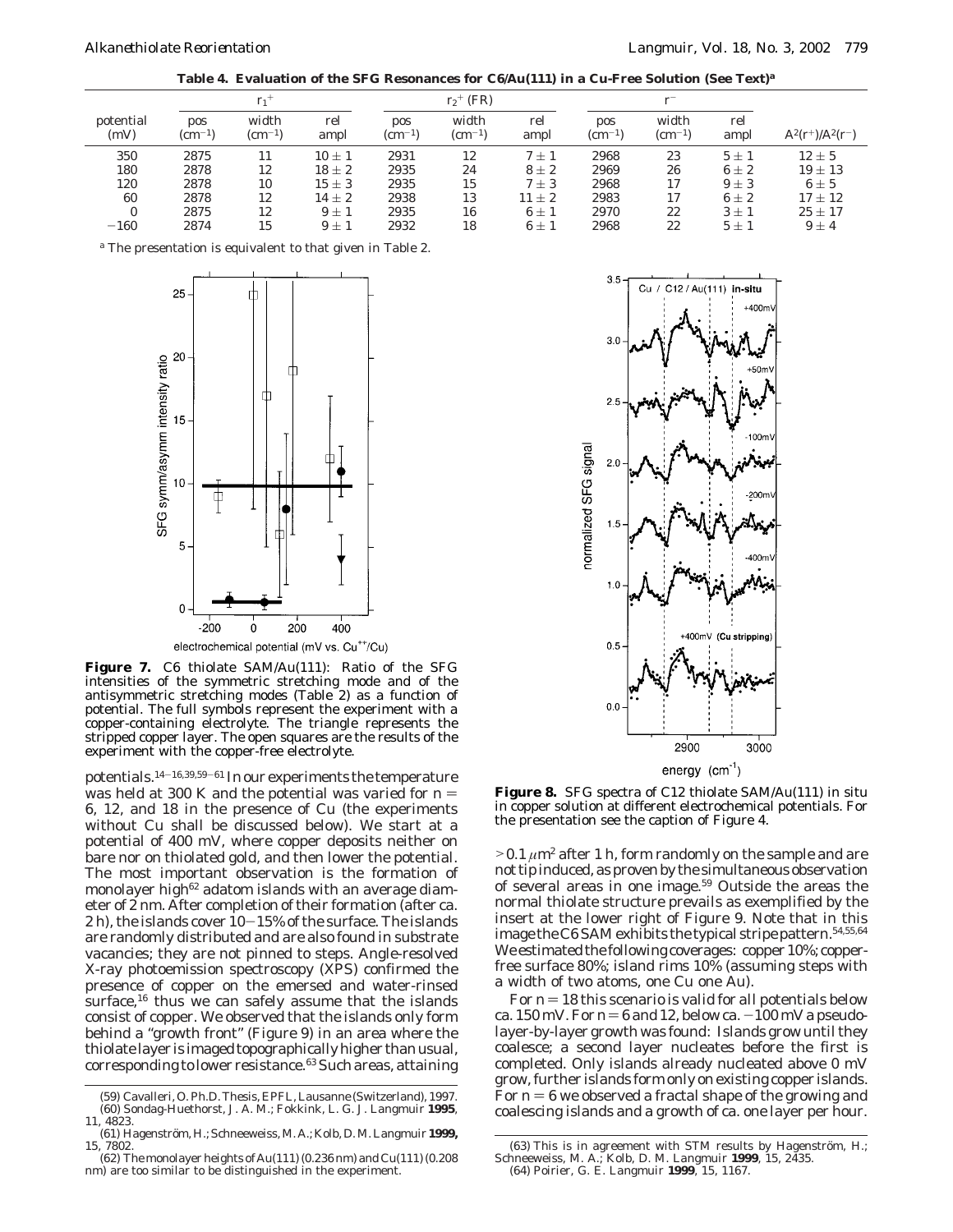**Table 4. Evaluation of the SFG Resonances for C6/Au(111) in a Cu-Free Solution (See Text)[a]**

| potential (mV) | $r_1^+$ pos (cm$^{-1}$) | $r_1^+$ width (cm$^{-1}$) | $r_1^+$ rel ampl | $r_2^+$ (FR) pos (cm$^{-1}$) | $r_2^+$ (FR) width (cm$^{-1}$) | $r_2^+$ (FR) rel ampl | $r^-$ pos (cm$^{-1}$) | $r^-$ width (cm$^{-1}$) | $r^-$ rel ampl | $A^2(r^+)/A^2(r^-)$ |
|---|---|---|---|---|---|---|---|---|---|---|
| 350 | 2875 | 11 | 10 ± 1 | 2931 | 12 | 7 ± 1 | 2968 | 23 | 5 ± 1 | 12 ± 5 |
| 180 | 2878 | 12 | 18 ± 2 | 2935 | 24 | 8 ± 2 | 2969 | 26 | 6 ± 2 | 19 ± 13 |
| 120 | 2878 | 10 | 15 ± 3 | 2935 | 15 | 7 ± 3 | 2968 | 17 | 9 ± 3 | 6 ± 5 |
| 60 | 2878 | 12 | 14 ± 2 | 2938 | 13 | 11 ± 2 | 2983 | 17 | 6 ± 2 | 17 ± 12 |
| 0 | 2875 | 12 | 9 ± 1 | 2935 | 16 | 6 ± 1 | 2970 | 22 | 3 ± 1 | 25 ± 17 |
| −160 | 2874 | 15 | 9 ± 1 | 2932 | 18 | 6 ± 1 | 2968 | 22 | 5 ± 1 | 9 ± 4 |

[a] The presentation is equivalent to that given in Table 2.

**Figure 7.** C6 thiolate SAM/Au(111): Ratio of the SFG intensities of the symmetric stretching mode and of the antisymmetric stretching modes (Table 2) as a function of potential. The full symbols represent the experiment with a copper-containing electrolyte. The triangle represents the stripped copper layer. The open squares are the results of the experiment with the copper-free electrolyte.

potentials.[14−16,39,59−61] In our experiments the temperature was held at 300 K and the potential was varied for $n = 6$, 12, and 18 in the presence of Cu (the experiments without Cu shall be discussed below). We start at a potential of 400 mV, where copper deposits neither on bare nor on thiolated gold, and then lower the potential. The most important observation is the formation of monolayer high[62] adatom islands with an average diameter of 2 nm. After completion of their formation (after ca. 2 h), the islands cover 10−15% of the surface. The islands are randomly distributed and are also found in substrate vacancies; they are not pinned to steps. Angle-resolved X-ray photoemission spectroscopy (XPS) confirmed the presence of copper on the emersed and water-rinsed surface,[16] thus we can safely assume that the islands consist of copper. We observed that the islands only form behind a "growth front" (Figure 9) in an area where the thiolate layer is imaged topographically higher than usual, corresponding to lower resistance.[63] Such areas, attaining $> 0.1$ $\mu$m$^2$ after 1 h, form randomly on the sample and are not tip induced, as proven by the simultaneous observation of several areas in one image.[59] Outside the areas the normal thiolate structure prevails as exemplified by the insert at the lower right of Figure 9. Note that in this image the C6 SAM exhibits the typical stripe pattern.[54,55,64] We estimated the following coverages: copper 10%; copper-free surface 80%; island rims 10% (assuming steps with a width of two atoms, one Cu one Au).

For $n = 18$ this scenario is valid for all potentials below ca. 150 mV. For $n = 6$ and 12, below ca. −100 mV a pseudo-layer-by-layer growth was found: Islands grow until they coalesce; a second layer nucleates before the first is completed. Only islands already nucleated above 0 mV grow, further islands form only on existing copper islands. For $n = 6$ we observed a fractal shape of the growing and coalescing islands and a growth of ca. one layer per hour.

**Figure 8.** SFG spectra of C12 thiolate SAM/Au(111) in situ in copper solution at different electrochemical potentials. For the presentation see the caption of Figure 4.

(59) Cavalleri, O. Ph.D. Thesis, EPFL, Lausanne (Switzerland), 1997.
(60) Sondag-Huethorst, J. A. M.; Fokkink, L. G. J. *Langmuir* **1995**, 11, 4823.
(61) Hagenström, H.; Schneeweiss, M. A.; Kolb, D. M. *Langmuir* **1999**, 15, 7802.
(62) The monolayer heights of Au(111) (0.236 nm) and Cu(111) (0.208 nm) are too similar to be distinguished in the experiment.
(63) This is in agreement with STM results by Hagenström, H.; Schneeweiss, M. A.; Kolb, D. M. *Langmuir* **1999**, 15, 2435.
(64) Poirier, G. E. *Langmuir* **1999**, 15, 1167.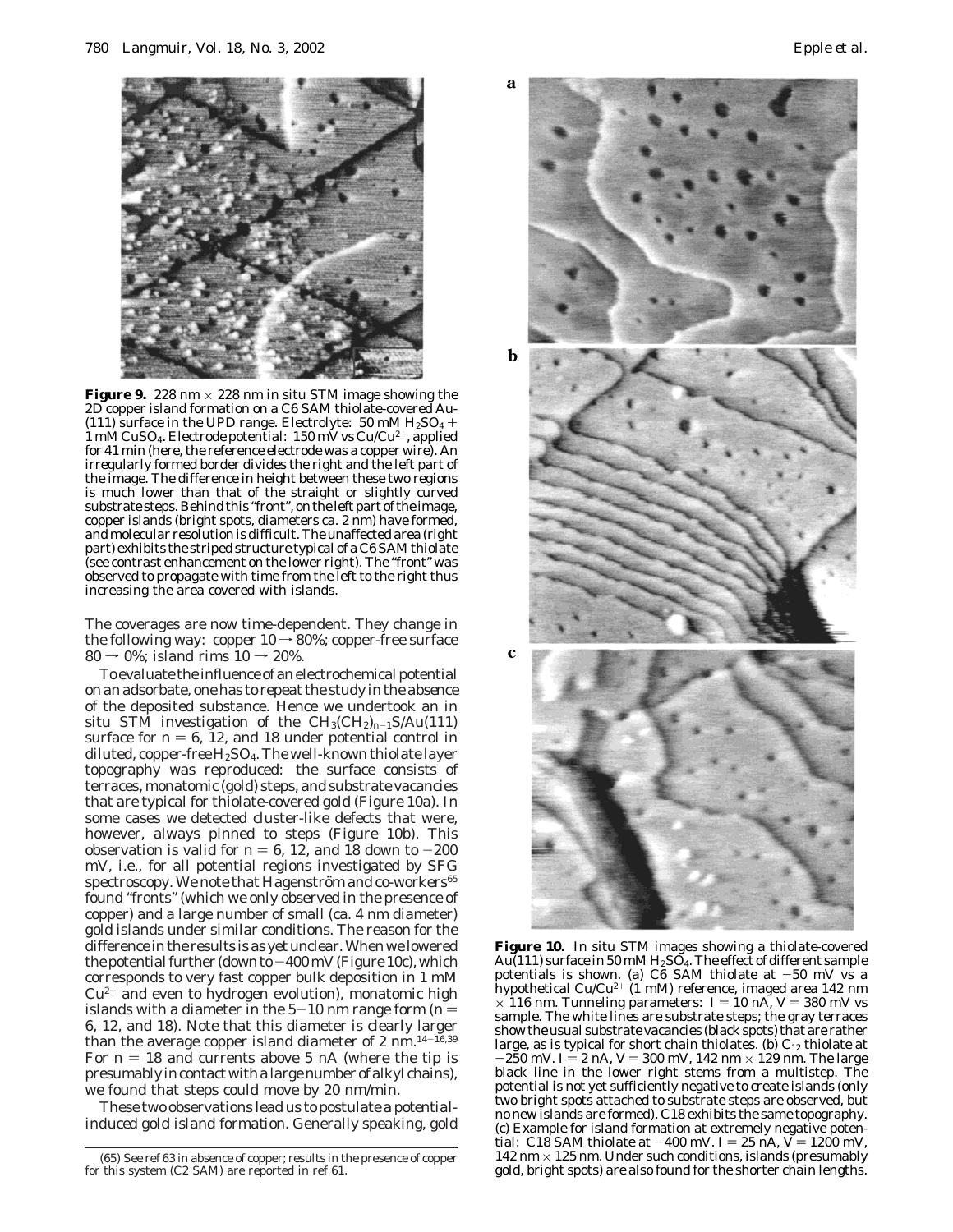**Figure 9.** 228 nm × 228 nm in situ STM image showing the 2D copper island formation on a C6 SAM thiolate-covered Au(111) surface in the UPD range. Electrolyte: 50 mM $H_2SO_4$ + 1 mM $CuSO_4$. Electrode potential: 150 mV vs $Cu/Cu^{2+}$, applied for 41 min (here, the reference electrode was a copper wire). An irregularly formed border divides the right and the left part of the image. The difference in height between these two regions is much lower than that of the straight or slightly curved substrate steps. Behind this "front", on the left part of the image, copper islands (bright spots, diameters ca. 2 nm) have formed, and molecular resolution is difficult. The unaffected area (right part) exhibits the striped structure typical of a C6 SAM thiolate (see contrast enhancement on the lower right). The "front" was observed to propagate with time from the left to the right thus increasing the area covered with islands.

The coverages are now time-dependent. They change in the following way: copper 10 → 80%; copper-free surface 80 → 0%; island rims 10 → 20%.

To evaluate the influence of an electrochemical potential on an adsorbate, one has to repeat the study in the absence of the deposited substance. Hence we undertook an in situ STM investigation of the $CH_3(CH_2)_{n-1}S/Au(111)$ surface for $n = 6$, 12, and 18 under potential control in diluted, copper-free $H_2SO_4$. The well-known thiolate layer topography was reproduced: the surface consists of terraces, monatomic (gold) steps, and substrate vacancies that are typical for thiolate-covered gold (Figure 10a). In some cases we detected cluster-like defects that were, however, always pinned to steps (Figure 10b). This observation is valid for $n = 6$, 12, and 18 down to −200 mV, i.e., for all potential regions investigated by SFG spectroscopy. We note that Hagenström and co-workers[65] found "fronts" (which we only observed in the presence of copper) and a large number of small (ca. 4 nm diameter) gold islands under similar conditions. The reason for the difference in the results is as yet unclear. When we lowered the potential further (down to −400 mV (Figure 10c), which corresponds to very fast copper bulk deposition in 1 mM $Cu^{2+}$ and even to hydrogen evolution), monatomic high islands with a diameter in the 5−10 nm range form ($n = 6$, 12, and 18). Note that this diameter is clearly larger than the average copper island diameter of 2 nm.[14−16,39] For $n = 18$ and currents above 5 nA (where the tip is presumably in contact with a large number of alkyl chains), we found that steps could move by 20 nm/min.

These two observations lead us to postulate a *potential-induced gold island formation*. Generally speaking, gold

**Figure 10.** In situ STM images showing a thiolate-covered Au(111) surface in 50 mM $H_2SO_4$. The effect of different sample potentials is shown. (a) C6 SAM thiolate at −50 mV vs a hypothetical $Cu/Cu^{2+}$ (1 mM) reference, imaged area 142 nm × 116 nm. Tunneling parameters: $I = 10$ nA, $V = 380$ mV vs sample. The white lines are substrate steps; the gray terraces show the usual substrate vacancies (black spots) that are rather large, as is typical for short chain thiolates. (b) $C_{12}$ thiolate at −250 mV. $I = 2$ nA, $V = 300$ mV, 142 nm × 129 nm. The large black line in the lower right stems from a multistep. The potential is not yet sufficiently negative to create islands (only two bright spots attached to substrate steps are observed, but no new islands are formed). C18 exhibits the same topography. (c) Example for island formation at extremely negative potential: C18 SAM thiolate at −400 mV. $I = 25$ nA, $V = 1200$ mV, 142 nm × 125 nm. Under such conditions, islands (presumably gold, bright spots) are also found for the shorter chain lengths.

(65) See ref 63 in absence of copper; results in the presence of copper for this system (C2 SAM) are reported in ref 61.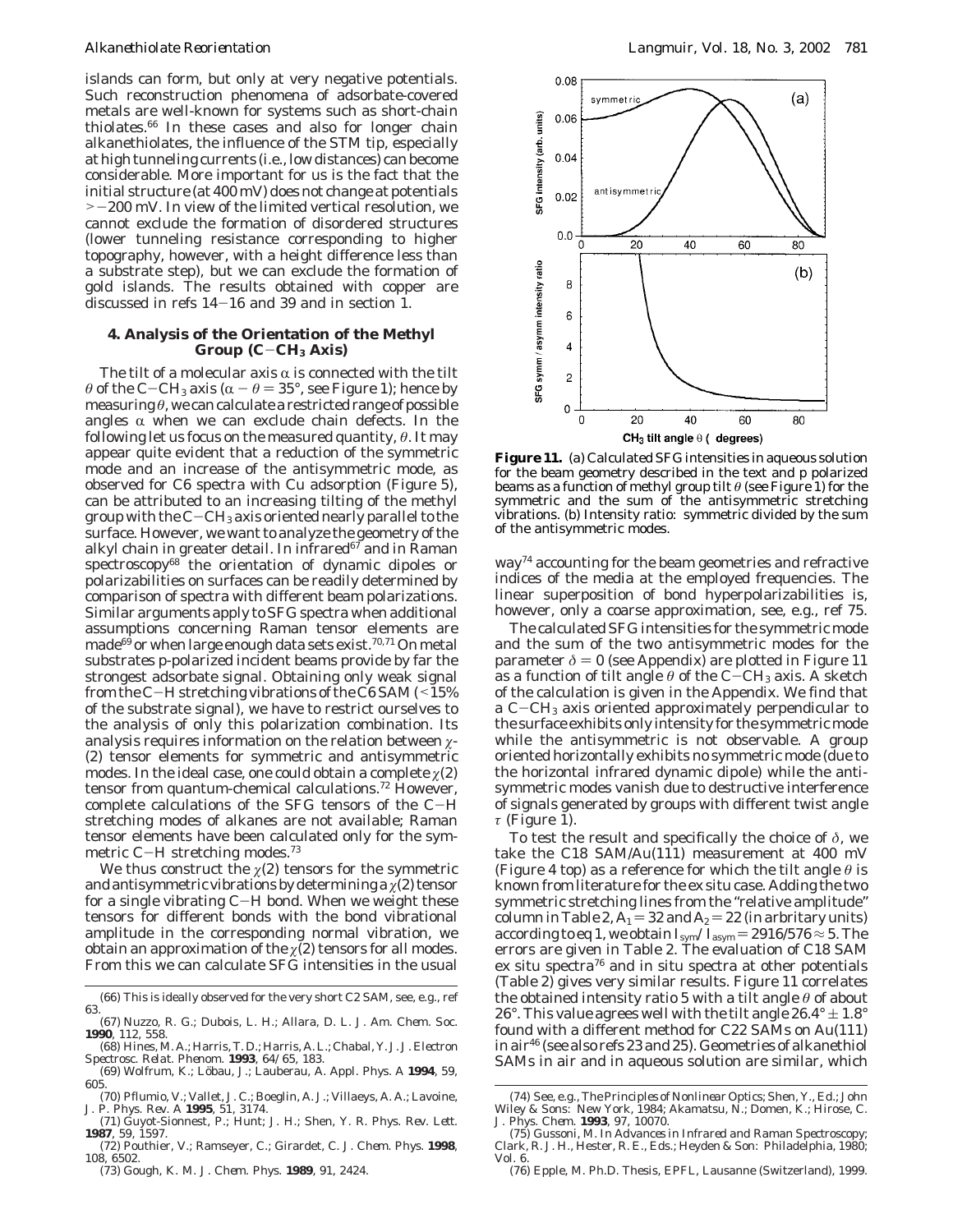islands can form, but only at very negative potentials. Such reconstruction phenomena of adsorbate-covered metals are well-known for systems such as short-chain thiolates.[66] In these cases and also for longer chain alkanethiolates, the influence of the STM tip, especially at high tunneling currents (i.e., low distances) can become considerable. More important for us is the fact that the initial structure (at 400 mV) does not change at potentials $> -200$ mV. In view of the limited vertical resolution, we cannot exclude the formation of disordered structures (lower tunneling resistance corresponding to higher topography, however, with a height difference less than a substrate step), but we can exclude the formation of gold islands. The results obtained with copper are discussed in refs 14–16 and 39 and in section 1.

## 4. Analysis of the Orientation of the Methyl Group (C–$CH_3$ Axis)

The tilt of a molecular axis $\alpha$ is connected with the tilt $\theta$ of the C–$CH_3$ axis ($\alpha - \theta = 35°$, see Figure 1); hence by measuring $\theta$, we can calculate a restricted range of possible angles $\alpha$ when we can exclude chain defects. In the following let us focus on the measured quantity, $\theta$. It may appear quite evident that a reduction of the symmetric mode and an increase of the antisymmetric mode, as observed for C6 spectra with Cu adsorption (Figure 5), can be attributed to an increasing tilting of the methyl group with the C–$CH_3$ axis oriented nearly parallel to the surface. However, we want to analyze the geometry of the alkyl chain in greater detail. In infrared[67] and in Raman spectroscopy[68] the orientation of dynamic dipoles or polarizabilities on surfaces can be readily determined by comparison of spectra with different beam polarizations. Similar arguments apply to SFG spectra when additional assumptions concerning Raman tensor elements are made[69] or when large enough data sets exist.[70,71] On metal substrates p-polarized incident beams provide by far the strongest adsorbate signal. Obtaining only weak signal from the C–H stretching vibrations of the C6 SAM (<15% of the substrate signal), we have to restrict ourselves to the analysis of only this polarization combination. Its analysis requires information on the relation between $\chi$-(2) tensor elements for symmetric and antisymmetric modes. In the ideal case, one could obtain a complete $\chi(2)$ tensor from quantum-chemical calculations.[72] However, complete calculations of the SFG tensors of the C–H stretching modes of alkanes are not available; Raman tensor elements have been calculated only for the symmetric C–H stretching modes.[73]

We thus construct the $\chi(2)$ tensors for the symmetric and antisymmetric vibrations by determining a $\chi(2)$ tensor for a single vibrating C–H bond. When we weight these tensors for different bonds with the bond vibrational amplitude in the corresponding normal vibration, we obtain an approximation of the $\chi(2)$ tensors for all modes. From this we can calculate SFG intensities in the usual way[74] accounting for the beam geometries and refractive indices of the media at the employed frequencies. The linear superposition of bond hyperpolarizabilities is, however, only a coarse approximation, see, e.g., ref 75.

The calculated SFG intensities for the symmetric mode and the sum of the two antisymmetric modes for the parameter $\delta = 0$ (see Appendix) are plotted in Figure 11 as a function of tilt angle $\theta$ of the C–$CH_3$ axis. A sketch of the calculation is given in the Appendix. We find that a C–$CH_3$ axis oriented approximately perpendicular to the surface exhibits only intensity for the symmetric mode while the antisymmetric is not observable. A group oriented horizontally exhibits no symmetric mode (due to the horizontal infrared dynamic dipole) while the antisymmetric modes vanish due to destructive interference of signals generated by groups with different twist angle $\tau$ (Figure 1).

**Figure 11.** (a) Calculated SFG intensities in aqueous solution for the beam geometry described in the text and p polarized beams as a function of methyl group tilt $\theta$ (see Figure 1) for the symmetric and the sum of the antisymmetric stretching vibrations. (b) Intensity ratio: symmetric divided by the sum of the antisymmetric modes.

To test the result and specifically the choice of $\delta$, we take the C18 SAM/Au(111) measurement at 400 mV (Figure 4 top) as a reference for which the tilt angle $\theta$ is known from literature for the ex situ case. Adding the two symmetric stretching lines from the "relative amplitude" column in Table 2, $A_1 = 32$ and $A_2 = 22$ (in arbitrary units) according to eq 1, we obtain $I_{sym}/I_{asym} = 2916/576 \approx 5$. The errors are given in Table 2. The evaluation of C18 SAM ex situ spectra[76] and in situ spectra at other potentials (Table 2) gives very similar results. Figure 11 correlates the obtained intensity ratio 5 with a tilt angle $\theta$ of about 26°. This value agrees well with the tilt angle $26.4° \pm 1.8°$ found with a different method for C22 SAMs on Au(111) in air[46] (see also refs 23 and 25). Geometries of alkanethiol SAMs in air and in aqueous solution are similar, which

(66) This is ideally observed for the very short C2 SAM, see, e.g., ref 63.

(67) Nuzzo, R. G.; Dubois, L. H.; Allara, D. L. *J. Am. Chem. Soc.* **1990**, *112*, 558.

(68) Hines, M. A.; Harris, T. D.; Harris, A. L.; Chabal, Y. J. *J. Electron Spectrosc. Relat. Phenom.* **1993**, *64/65*, 183.

(69) Wolfrum, K.; Löbau, J.; Lauberau, A. *Appl. Phys. A* **1994**, *59*, 605.

(70) Pflumio, V.; Vallet, J. C.; Boeglin, A. J.; Villaeys, A. A.; Lavoine, J. P. *Phys. Rev. A* **1995**, *51*, 3174.

(71) Guyot-Sionnest, P.; Hunt; J. H.; Shen, Y. R. *Phys. Rev. Lett.* **1987**, *59*, 1597.

(72) Pouthier, V.; Ramseyer, C.; Girardet, C. *J. Chem. Phys.* **1998**, *108*, 6502.

(73) Gough, K. M. *J. Chem. Phys.* **1989**, *91*, 2424.

(74) See, e.g., *The Principles of Nonlinear Optics*; Shen, Y., Ed.; John Wiley & Sons: New York, 1984; Akamatsu, N.; Domen, K.; Hirose, C. *J. Phys. Chem.* **1993**, *97*, 10070.

(75) Gussoni, M. In *Advances in Infrared and Raman Spectroscopy*; Clark, R. J. H., Hester, R. E., Eds.; Heyden & Son: Philadelphia, 1980; Vol. 6.

(76) Epple, M. Ph.D. Thesis, EPFL, Lausanne (Switzerland), 1999.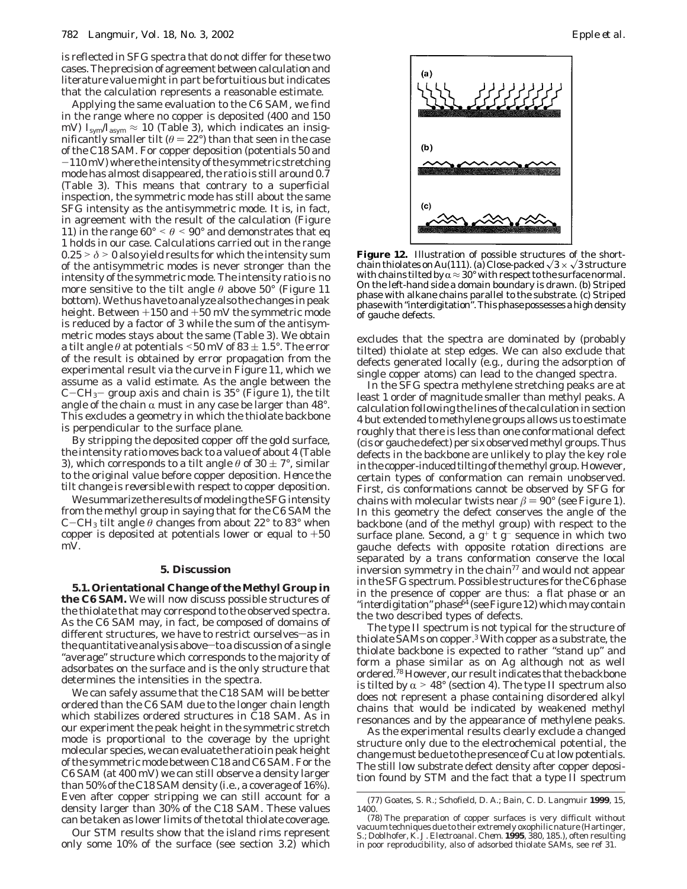is reflected in SFG spectra that do not differ for these two cases. The precision of agreement between calculation and literature value might in part be fortuitious but indicates that the calculation represents a reasonable estimate.

Applying the same evaluation to the C6 SAM, we find in the range where no copper is deposited (400 and 150 mV) $I_{sym}/I_{asym} \approx 10$ (Table 3), which indicates an insignificantly smaller tilt ($\theta = 22°$) than that seen in the case of the C18 SAM. For copper deposition (potentials 50 and −110 mV) where the intensity of the symmetric stretching mode has almost disappeared, the ratio is still around 0.7 (Table 3). This means that contrary to a superficial inspection, the symmetric mode has still about the same SFG intensity as the antisymmetric mode. It is, in fact, in agreement with the result of the calculation (Figure 11) in the range $60° < \theta < 90°$ and demonstrates that eq 1 holds in our case. Calculations carried out in the range $0.25 > \delta > 0$ also yield results for which the intensity sum of the antisymmetric modes is never stronger than the intensity of the symmetric mode. The intensity ratio is no more sensitive to the tilt angle $\theta$ above 50° (Figure 11 bottom). We thus have to analyze also the changes in peak height. Between +150 and +50 mV the symmetric mode is reduced by a factor of 3 while the sum of the antisymmetric modes stays about the same (Table 3). We obtain a tilt angle $\theta$ at potentials <50 mV of $83 \pm 1.5°$. The error of the result is obtained by error propagation from the experimental result via the curve in Figure 11, which we assume as a valid estimate. As the angle between the $C-CH_3-$ group axis and chain is 35° (Figure 1), the tilt angle of the chain $\alpha$ must in any case be larger than 48°. This excludes a geometry in which the thiolate backbone is perpendicular to the surface plane.

By stripping the deposited copper off the gold surface, the intensity ratio moves back to a value of about 4 (Table 3), which corresponds to a tilt angle $\theta$ of $30 \pm 7°$, similar to the original value before copper deposition. *Hence the tilt change is reversible with respect to copper deposition.*

We summarize the results of modeling the SFG intensity from the methyl group in saying that for the C6 SAM the $C-CH_3$ tilt angle $\theta$ changes from about 22° to 83° when copper is deposited at potentials lower or equal to +50 mV.

## 5. Discussion

**5.1. Orientational Change of the Methyl Group in the C6 SAM.** We will now discuss possible structures of the thiolate that may correspond to the observed spectra. As the C6 SAM may, in fact, be composed of domains of different structures, we have to restrict ourselves—as in the quantitative analysis above—to a discussion of a single "average" structure which corresponds to the majority of adsorbates on the surface and is the only structure that determines the intensities in the spectra.

We can safely assume that the C18 SAM will be better ordered than the C6 SAM due to the longer chain length which stabilizes ordered structures in C18 SAM. As in our experiment the peak height in the symmetric stretch mode is proportional to the coverage by the upright molecular species, we can evaluate the ratio in peak height of the symmetric mode between C18 and C6 SAM. For the C6 SAM (at 400 mV) we can still observe a density larger than 50% of the C18 SAM density (i.e., a coverage of 16%). Even after copper stripping we can still account for a density larger than 30% of the C18 SAM. These values can be taken as lower limits of the total thiolate coverage.

Our STM results show that the island rims represent only some 10% of the surface (see section 3.2) which excludes that the spectra are dominated by (probably tilted) thiolate at step edges. We can also exclude that defects generated locally (e.g., during the adsorption of single copper atoms) can lead to the changed spectra.

In the SFG spectra methylene stretching peaks are at least 1 order of magnitude smaller than methyl peaks. A calculation following the lines of the calculation in section 4 but extended to methylene groups allows us to estimate roughly that there is less than one conformational defect (cis or gauche defect) per six observed methyl groups. Thus defects in the backbone are unlikely to play the key role in the copper-induced tilting of the methyl group. However, certain types of conformation can remain unobserved. First, cis conformations cannot be observed by SFG for chains with molecular twists near $\beta = 90°$ (see Figure 1). In this geometry the defect conserves the angle of the backbone (and of the methyl group) with respect to the surface plane. Second, a $g^+$ t $g^-$ sequence in which two gauche defects with opposite rotation directions are separated by a trans conformation conserve the local inversion symmetry in the chain[77] and would not appear in the SFG spectrum. Possible structures for the C6 phase in the presence of copper are thus: a flat phase or an "interdigitation" phase[64] (see Figure 12) which may contain the two described types of defects.

The type II spectrum is not typical for the structure of thiolate SAMs on copper.[3] With copper as a substrate, the thiolate backbone is expected to rather "stand up" and form a phase similar as on Ag although not as well ordered.[78] However, our result indicates that the backbone is tilted by $\alpha > 48°$ (section 4). The type II spectrum also does not represent a phase containing disordered alkyl chains that would be indicated by weakened methyl resonances and by the appearance of methylene peaks.

As the experimental results clearly exclude a changed structure only due to the electrochemical potential, the change must be due to the presence of Cu at low potentials. The still low substrate defect density after copper deposition found by STM and the fact that a type II spectrum

**Figure 12.** Illustration of possible structures of the short-chain thiolates on Au(111). (a) Close-packed $\sqrt{3} \times \sqrt{3}$ structure with chains tilted by $\alpha \approx 30°$ with respect to the surface normal. On the left-hand side a domain boundary is drawn. (b) Striped phase with alkane chains parallel to the substrate. (c) Striped phase with "interdigitation". This phase possesses a high density of gauche defects.

(77) Goates, S. R.; Schofield, D. A.; Bain, C. D. *Langmuir* **1999**, *15*, 1400.

(78) The preparation of copper surfaces is very difficult without vacuum techniques due to their extremely oxophilic nature (Hartinger, S.; Doblhofer, K. *J. Electroanal. Chem.* **1995**, *380*, 185.), often resulting in poor reproducibility, also of adsorbed thiolate SAMs, see ref 31.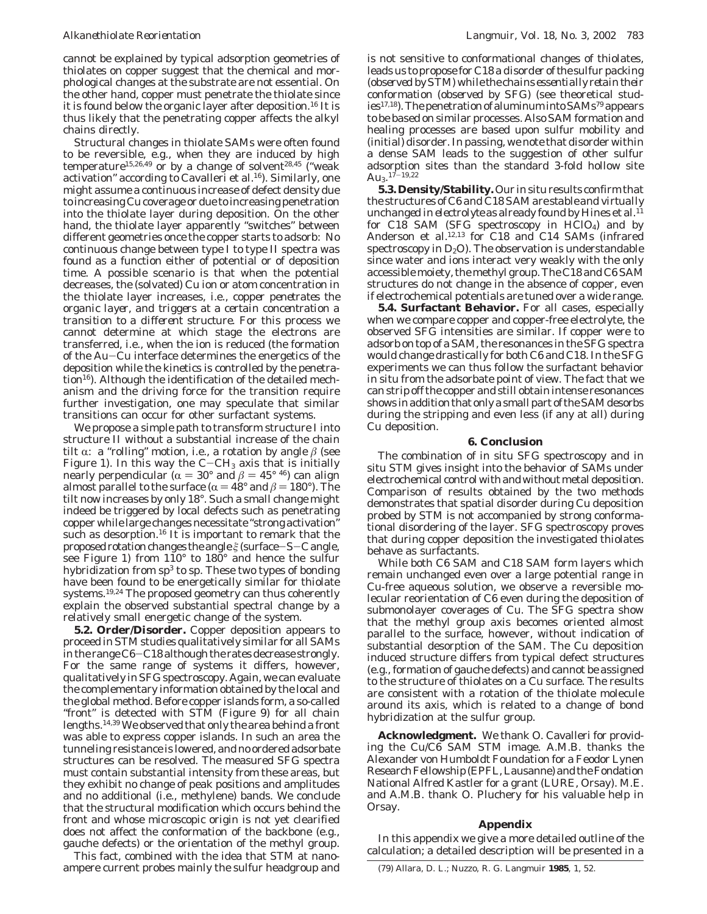cannot be explained by typical adsorption geometries of thiolates on copper suggest that the chemical and morphological changes at the substrate are not essential. On the other hand, copper must penetrate the thiolate since it is found below the organic layer after deposition.[16] It is thus likely that the penetrating copper affects the alkyl chains directly.

Structural changes in thiolate SAMs were often found to be reversible, e.g., when they are induced by high temperature[15,26,49] or by a change of solvent[28,45] ("weak activation" according to Cavalleri et al.[16]). Similarly, one might assume a continuous increase of defect density due to increasing Cu coverage or due to increasing penetration into the thiolate layer during deposition. On the other hand, the thiolate layer apparently "switches" between different geometries once the copper starts to adsorb: No continuous change between type I to type II spectra was found as a function either of potential or of deposition time. A possible scenario is that when the potential decreases, the (solvated) Cu ion or atom concentration in the thiolate layer increases, i.e., *copper penetrates the organic layer, and triggers at a certain concentration a transition to a different structure*. For this process we cannot determine at which stage the electrons are transferred, i.e., when the ion is reduced (the formation of the Au–Cu interface determines the energetics of the deposition while the kinetics is controlled by the penetration[16]). Although the identification of the detailed mechanism and the driving force for the transition require further investigation, one may speculate that similar transitions can occur for other surfactant systems.

We propose a simple path to transform structure I into structure II without a substantial increase of the chain tilt $\alpha$: a "rolling" motion, i.e., a rotation by angle $\beta$ (see Figure 1). In this way the $C-CH_3$ axis that is initially nearly perpendicular ($\alpha = 30°$ and $\beta = 45°$ [46]) can align almost parallel to the surface ($\alpha = 48°$ and $\beta = 180°$). The tilt now increases by only 18°. Such a small change might indeed be triggered by local defects such as penetrating copper while large changes necessitate "strong activation" such as desorption.[16] It is important to remark that the proposed rotation changes the angle $\xi$ (surface–S–C angle, see Figure 1) from 110° to 180° and hence the sulfur hybridization from $sp^3$ to sp. These two types of bonding have been found to be energetically similar for thiolate systems.[19,24] The proposed geometry can thus coherently explain the observed substantial spectral change by a relatively small energetic change of the system.

**5.2. Order/Disorder.** Copper deposition appears to proceed in STM studies qualitatively similar for all SAMs in the range C6–C18 although the rates decrease strongly. For the same range of systems it differs, however, qualitatively in SFG spectroscopy. Again, we can evaluate the complementary information obtained by the local and the global method. Before copper islands form, a so-called "front" is detected with STM (Figure 9) for all chain lengths.[14,39] We observed that only the area behind a front was able to express copper islands. In such an area the tunneling resistance is lowered, and no ordered adsorbate structures can be resolved. The measured SFG spectra must contain substantial intensity from these areas, but they exhibit no change of peak positions and amplitudes and no additional (i.e., methylene) bands. We conclude that the structural modification which occurs behind the front and whose microscopic origin is not yet clearified does not affect the conformation of the backbone (e.g., gauche defects) or the orientation of the methyl group.

This fact, combined with the idea that STM at nanoampere current probes mainly the sulfur headgroup and is not sensitive to conformational changes of thiolates, leads us to propose for C18 a disorder of the sulfur packing (observed by STM) while the chains essentially retain their conformation (observed by SFG) (see theoretical studies[17,18]). The penetration of aluminum into SAMs[79] appears to be based on similar processes. Also SAM formation and healing processes are based upon sulfur mobility and (initial) disorder. In passing, we note that disorder within a dense SAM leads to the suggestion of other sulfur adsorption sites than the standard 3-fold hollow site $Au_3$.[17–19,22]

**5.3. Density/Stability.** Our in situ results confirm that the structures of C6 and C18 SAM are stable and virtually unchanged in electrolyte as already found by Hines et al.[11] for C18 SAM (SFG spectroscopy in $HClO_4$) and by Anderson et al.[12,13] for C18 and C14 SAMs (infrared spectroscopy in $D_2O$). The observation is understandable since water and ions interact very weakly with the only accessible moiety, the methyl group. The C18 and C6 SAM structures do not change in the absence of copper, even if electrochemical potentials are tuned over a wide range.

**5.4. Surfactant Behavior.** For all cases, especially when we compare copper and copper-free electrolyte, the observed SFG intensities are similar. If copper were to adsorb on top of a SAM, the resonances in the SFG spectra would change drastically for both C6 and C18. In the SFG experiments we can thus follow the surfactant behavior in situ from the adsorbate point of view. The fact that we can strip off the copper and still obtain intense resonances shows in addition that only a small part of the SAM desorbs during the stripping and even less (if any at all) during Cu deposition.

## 6. Conclusion

The combination of in situ SFG spectroscopy and in situ STM gives insight into the behavior of SAMs under electrochemical control with and without metal deposition. Comparison of results obtained by the two methods demonstrates that spatial disorder during Cu deposition probed by STM is not accompanied by strong conformational disordering of the layer. SFG spectroscopy proves that during copper deposition the investigated thiolates behave as surfactants.

While both C6 SAM and C18 SAM form layers which remain unchanged even over a large potential range in Cu-free aqueous solution, we observe a reversible molecular reorientation of C6 even during the deposition of submonolayer coverages of Cu. The SFG spectra show that the methyl group axis becomes oriented almost parallel to the surface, however, without indication of substantial desorption of the SAM. The Cu deposition induced structure differs from typical defect structures (e.g., formation of gauche defects) and cannot be assigned to the structure of thiolates on a Cu surface. The results are consistent with a rotation of the thiolate molecule around its axis, which is related to a change of bond hybridization at the sulfur group.

**Acknowledgment.** We thank O. Cavalleri for providing the Cu/C6 SAM STM image. A.M.B. thanks the Alexander von Humboldt Foundation for a Feodor Lynen Research Fellowship (EPFL, Lausanne) and the Fondation National Alfred Kastler for a grant (LURE, Orsay). M.E. and A.M.B. thank O. Pluchery for his valuable help in Orsay.

## Appendix

In this appendix we give a more detailed outline of the calculation; a detailed description will be presented in a

(79) Allara, D. L.; Nuzzo, R. G. *Langmuir* **1985**, *1*, 52.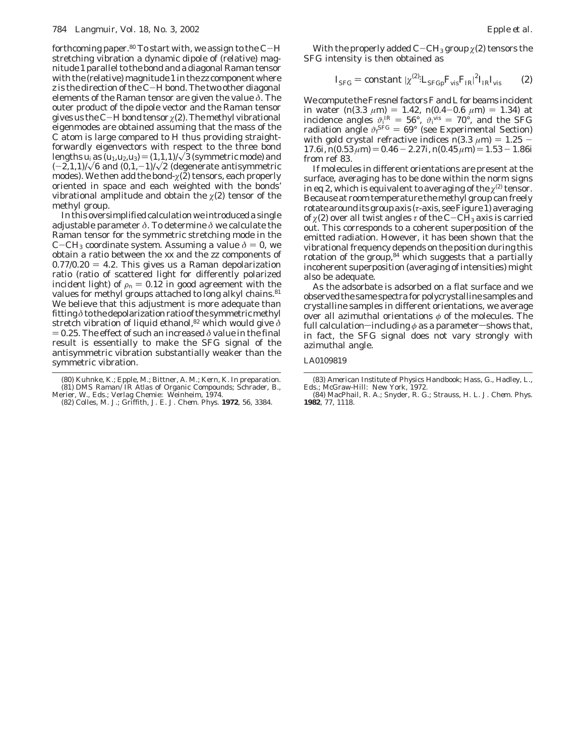forthcoming paper.[80] To start with, we assign to the C−H stretching vibration a dynamic dipole of (relative) magnitude 1 parallel to the bond and a diagonal Raman tensor with the (relative) magnitude 1 in the zz component where z is the direction of the C−H bond. The two other diagonal elements of the Raman tensor are given the value $\delta$. The outer product of the dipole vector and the Raman tensor gives us the C−H bond tensor $\chi(2)$. The methyl vibrational eigenmodes are obtained assuming that the mass of the C atom is large compared to H thus providing straightforwardly eigenvectors with respect to the three bond lengths $u_i$ as $(u_1,u_2,u_3) = (1,1,1)/\sqrt{3}$ (symmetric mode) and $(-2,1,1)/\sqrt{6}$ and $(0,1,-1)/\sqrt{2}$ (degenerate antisymmetric modes). We then add the bond-$\chi(2)$ tensors, each properly oriented in space and each weighted with the bonds' vibrational amplitude and obtain the $\chi(2)$ tensor of the methyl group.

In this oversimplified calculation we introduced a single adjustable parameter $\delta$. To determine $\delta$ we calculate the Raman tensor for the symmetric stretching mode in the C−$CH_3$ coordinate system. Assuming a value $\delta = 0$, we obtain a ratio between the xx and the zz components of $0.77/0.20 = 4.2$. This gives us a Raman depolarization ratio (ratio of scattered light for differently polarized incident light) of $\rho_n = 0.12$ in good agreement with the values for methyl groups attached to long alkyl chains.[81] We believe that this adjustment is more adequate than fitting $\delta$ to the depolarization ratio of the symmetric methyl stretch vibration of liquid ethanol,[82] which would give $\delta = 0.25$. The effect of such an increased $\delta$ value in the final result is essentially to make the SFG signal of the antisymmetric vibration substantially weaker than the symmetric vibration.

With the properly added C−$CH_3$ group $\chi(2)$ tensors the SFG intensity is then obtained as

$$I_{SFG} = \text{constant } |\chi^{(2)}:L_{SFGp}F_{vis}F_{IR}|^2 I_{IR} I_{vis} \qquad (2)$$

We compute the Fresnel factors F and L for beams incident in water ($n(3.3\ \mu m) = 1.42$, $n(0.4-0.6\ \mu m) = 1.34$) at incidence angles $\vartheta_i^{IR} = 56°$, $\vartheta_i^{vis} = 70°$, and the SFG radiation angle $\vartheta_f^{SFG} = 69°$ (see Experimental Section) with gold crystal refractive indices $n(3.3\ \mu m) = 1.25 - 17.6i$, $n(0.53\ \mu m) = 0.46 - 2.27i$, $n(0.45\ \mu m) = 1.53 - 1.86i$ from ref 83.

If molecules in different orientations are present at the surface, averaging has to be done within the norm signs in eq 2, which is equivalent to averaging of the $\chi^{(2)}$ tensor. Because at room temperature the methyl group can freely rotate around its group axis ($\tau$-axis, see Figure 1) averaging of $\chi(2)$ over all twist angles $\tau$ of the C−$CH_3$ axis is carried out. This corresponds to a coherent superposition of the emitted radiation. However, it has been shown that the vibrational frequency depends on the position during this rotation of the group,[84] which suggests that a partially incoherent superposition (averaging of intensities) might also be adequate.

As the adsorbate is adsorbed on a flat surface and we observed the same spectra for polycrystalline samples and crystalline samples in different orientations, we average over all azimuthal orientations $\phi$ of the molecules. The full calculation—including $\phi$ as a parameter—shows that, in fact, the SFG signal does not vary strongly with azimuthal angle.

LA0109819

(80) Kuhnke, K.; Epple, M.; Bittner, A. M.; Kern, K. In preparation.

(81) DMS Raman/IR Atlas of Organic Compounds; Schrader, B., Merier, W., Eds.; Verlag Chemie: Weinheim, 1974.

(82) Colles, M. J.; Griffith, J. E. *J. Chem. Phys.* **1972**, 56, 3384.

(83) *American Institute of Physics Handbook*; Hass, G., Hadley, L., Eds.; McGraw-Hill: New York, 1972.

(84) MacPhail, R. A.; Snyder, R. G.; Strauss, H. L. *J. Chem. Phys.* **1982**, 77, 1118.